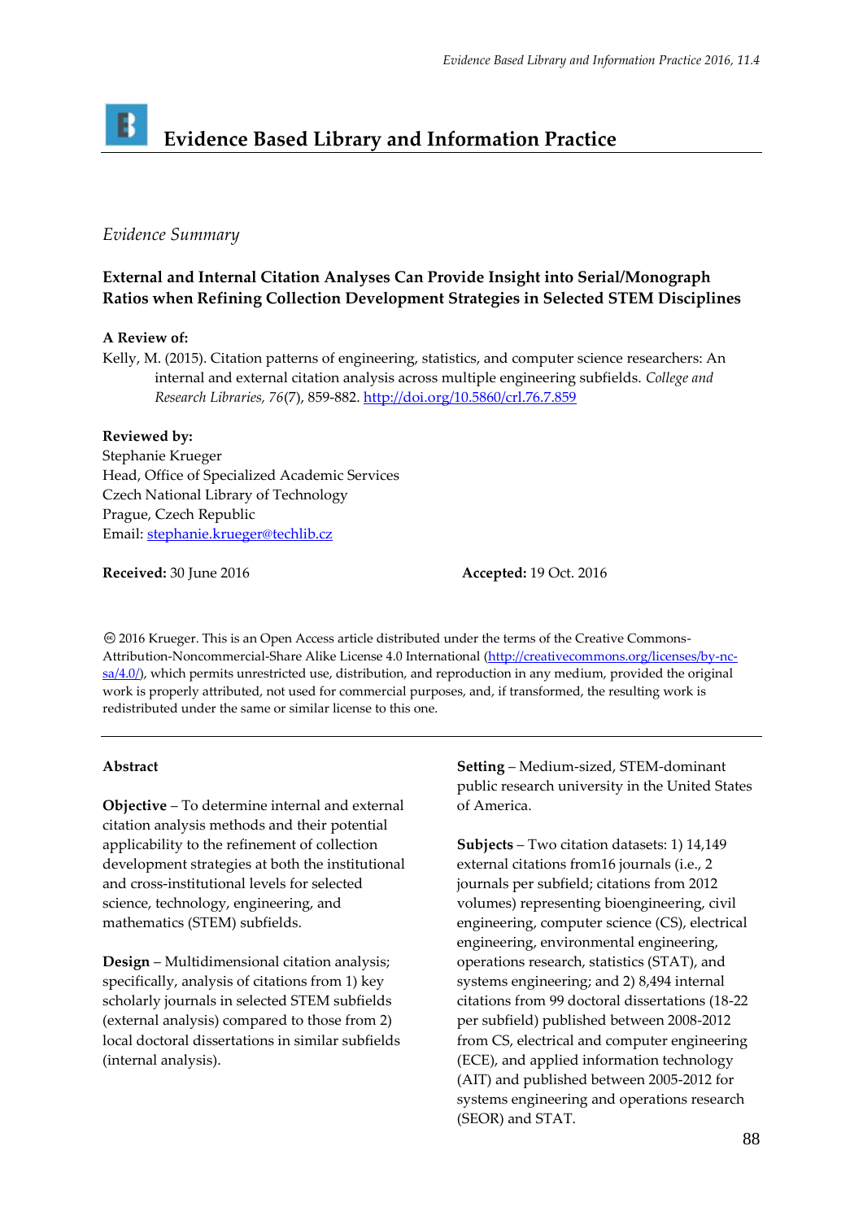# Evidence Based Library and Information Practice

*Evidence Summary*

## External and Internal Citation Analyses Can Provide Insight into Serial/Monograph Ratios when Refining Collection Development Strategies in Selected STEM Disciplines

**A Review of:**

Kelly, M. (2015). Citation patterns of engineering, statistics, and computer science researchers: An internal and external citation analysis across multiple engineering subfields. *College and Research Libraries*, *76*(7), 859-882. http://doi.org/10.5860/crl.76.7.859

**Reviewed by:**

Stephanie Krueger
Head, Office of Specialized Academic Services
Czech National Library of Technology
Prague, Czech Republic
Email: stephanie.krueger@techlib.cz

**Received:** 30 June 2016 **Accepted:** 19 Oct. 2016

© 2016 Krueger. This is an Open Access article distributed under the terms of the Creative Commons-Attribution-Noncommercial-Share Alike License 4.0 International (http://creativecommons.org/licenses/by-nc-sa/4.0/), which permits unrestricted use, distribution, and reproduction in any medium, provided the original work is properly attributed, not used for commercial purposes, and, if transformed, the resulting work is redistributed under the same or similar license to this one.

---

**Abstract**

**Objective** – To determine internal and external citation analysis methods and their potential applicability to the refinement of collection development strategies at both the institutional and cross-institutional levels for selected science, technology, engineering, and mathematics (STEM) subfields.

**Design** – Multidimensional citation analysis; specifically, analysis of citations from 1) key scholarly journals in selected STEM subfields (external analysis) compared to those from 2) local doctoral dissertations in similar subfields (internal analysis).

**Setting** – Medium-sized, STEM-dominant public research university in the United States of America.

**Subjects** – Two citation datasets: 1) 14,149 external citations from16 journals (i.e., 2 journals per subfield; citations from 2012 volumes) representing bioengineering, civil engineering, computer science (CS), electrical engineering, environmental engineering, operations research, statistics (STAT), and systems engineering; and 2) 8,494 internal citations from 99 doctoral dissertations (18-22 per subfield) published between 2008-2012 from CS, electrical and computer engineering (ECE), and applied information technology (AIT) and published between 2005-2012 for systems engineering and operations research (SEOR) and STAT.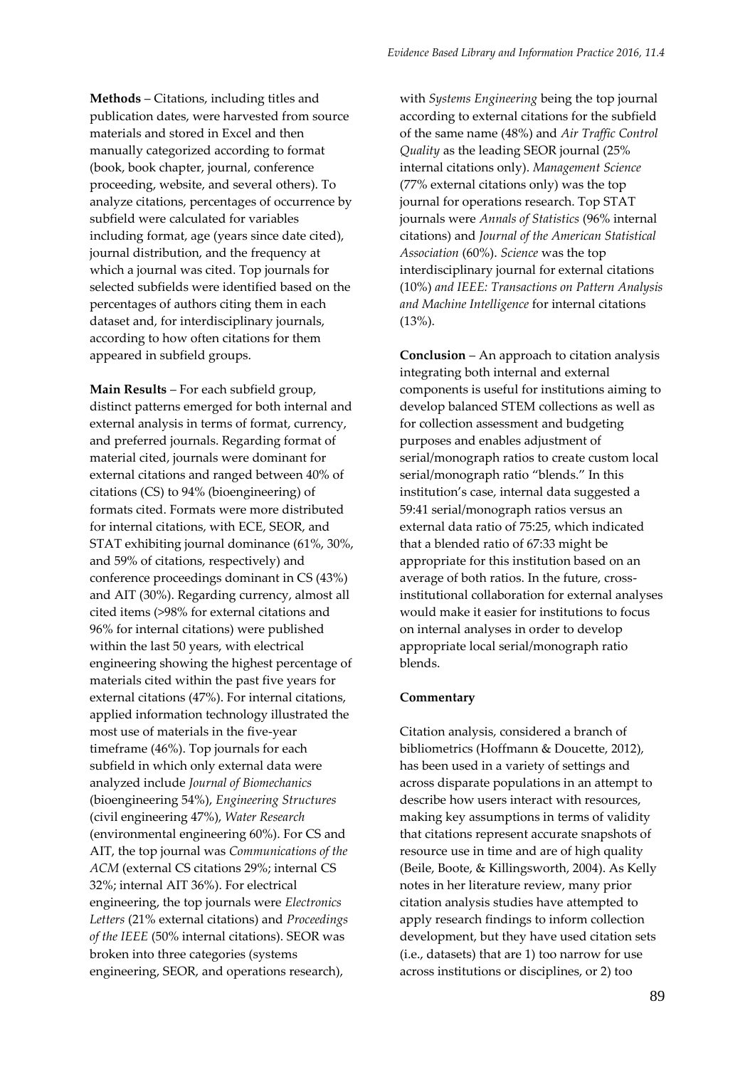**Methods** – Citations, including titles and publication dates, were harvested from source materials and stored in Excel and then manually categorized according to format (book, book chapter, journal, conference proceeding, website, and several others). To analyze citations, percentages of occurrence by subfield were calculated for variables including format, age (years since date cited), journal distribution, and the frequency at which a journal was cited. Top journals for selected subfields were identified based on the percentages of authors citing them in each dataset and, for interdisciplinary journals, according to how often citations for them appeared in subfield groups.

**Main Results** – For each subfield group, distinct patterns emerged for both internal and external analysis in terms of format, currency, and preferred journals. Regarding format of material cited, journals were dominant for external citations and ranged between 40% of citations (CS) to 94% (bioengineering) of formats cited. Formats were more distributed for internal citations, with ECE, SEOR, and STAT exhibiting journal dominance (61%, 30%, and 59% of citations, respectively) and conference proceedings dominant in CS (43%) and AIT (30%). Regarding currency, almost all cited items (>98% for external citations and 96% for internal citations) were published within the last 50 years, with electrical engineering showing the highest percentage of materials cited within the past five years for external citations (47%). For internal citations, applied information technology illustrated the most use of materials in the five-year timeframe (46%). Top journals for each subfield in which only external data were analyzed include *Journal of Biomechanics* (bioengineering 54%), *Engineering Structures* (civil engineering 47%), *Water Research* (environmental engineering 60%). For CS and AIT, the top journal was *Communications of the ACM* (external CS citations 29%; internal CS 32%; internal AIT 36%). For electrical engineering, the top journals were *Electronics Letters* (21% external citations) and *Proceedings of the IEEE* (50% internal citations). SEOR was broken into three categories (systems engineering, SEOR, and operations research), with *Systems Engineering* being the top journal according to external citations for the subfield of the same name (48%) and *Air Traffic Control Quality* as the leading SEOR journal (25% internal citations only). *Management Science* (77% external citations only) was the top journal for operations research. Top STAT journals were *Annals of Statistics* (96% internal citations) and *Journal of the American Statistical Association* (60%). *Science* was the top interdisciplinary journal for external citations (10%) *and IEEE: Transactions on Pattern Analysis and Machine Intelligence* for internal citations (13%).

**Conclusion** – An approach to citation analysis integrating both internal and external components is useful for institutions aiming to develop balanced STEM collections as well as for collection assessment and budgeting purposes and enables adjustment of serial/monograph ratios to create custom local serial/monograph ratio "blends." In this institution's case, internal data suggested a 59:41 serial/monograph ratios versus an external data ratio of 75:25, which indicated that a blended ratio of 67:33 might be appropriate for this institution based on an average of both ratios. In the future, cross-institutional collaboration for external analyses would make it easier for institutions to focus on internal analyses in order to develop appropriate local serial/monograph ratio blends.

**Commentary**

Citation analysis, considered a branch of bibliometrics (Hoffmann & Doucette, 2012), has been used in a variety of settings and across disparate populations in an attempt to describe how users interact with resources, making key assumptions in terms of validity that citations represent accurate snapshots of resource use in time and are of high quality (Beile, Boote, & Killingsworth, 2004). As Kelly notes in her literature review, many prior citation analysis studies have attempted to apply research findings to inform collection development, but they have used citation sets (i.e., datasets) that are 1) too narrow for use across institutions or disciplines, or 2) too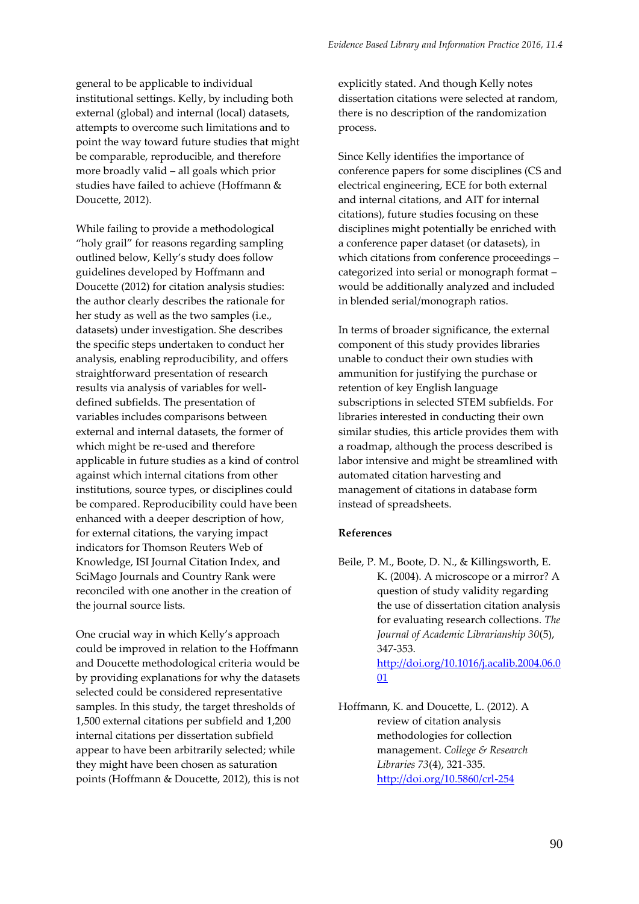general to be applicable to individual institutional settings. Kelly, by including both external (global) and internal (local) datasets, attempts to overcome such limitations and to point the way toward future studies that might be comparable, reproducible, and therefore more broadly valid – all goals which prior studies have failed to achieve (Hoffmann & Doucette, 2012).

While failing to provide a methodological "holy grail" for reasons regarding sampling outlined below, Kelly's study does follow guidelines developed by Hoffmann and Doucette (2012) for citation analysis studies: the author clearly describes the rationale for her study as well as the two samples (i.e., datasets) under investigation. She describes the specific steps undertaken to conduct her analysis, enabling reproducibility, and offers straightforward presentation of research results via analysis of variables for well-defined subfields. The presentation of variables includes comparisons between external and internal datasets, the former of which might be re-used and therefore applicable in future studies as a kind of control against which internal citations from other institutions, source types, or disciplines could be compared. Reproducibility could have been enhanced with a deeper description of how, for external citations, the varying impact indicators for Thomson Reuters Web of Knowledge, ISI Journal Citation Index, and SciMago Journals and Country Rank were reconciled with one another in the creation of the journal source lists.

One crucial way in which Kelly's approach could be improved in relation to the Hoffmann and Doucette methodological criteria would be by providing explanations for why the datasets selected could be considered representative samples. In this study, the target thresholds of 1,500 external citations per subfield and 1,200 internal citations per dissertation subfield appear to have been arbitrarily selected; while they might have been chosen as saturation points (Hoffmann & Doucette, 2012), this is not explicitly stated. And though Kelly notes dissertation citations were selected at random, there is no description of the randomization process.

Since Kelly identifies the importance of conference papers for some disciplines (CS and electrical engineering, ECE for both external and internal citations, and AIT for internal citations), future studies focusing on these disciplines might potentially be enriched with a conference paper dataset (or datasets), in which citations from conference proceedings – categorized into serial or monograph format – would be additionally analyzed and included in blended serial/monograph ratios.

In terms of broader significance, the external component of this study provides libraries unable to conduct their own studies with ammunition for justifying the purchase or retention of key English language subscriptions in selected STEM subfields. For libraries interested in conducting their own similar studies, this article provides them with a roadmap, although the process described is labor intensive and might be streamlined with automated citation harvesting and management of citations in database form instead of spreadsheets.

**References**

Beile, P. M., Boote, D. N., & Killingsworth, E. K. (2004). A microscope or a mirror? A question of study validity regarding the use of dissertation citation analysis for evaluating research collections. *The Journal of Academic Librarianship 30*(5), 347-353. http://doi.org/10.1016/j.acalib.2004.06.001

Hoffmann, K. and Doucette, L. (2012). A review of citation analysis methodologies for collection management. *College & Research Libraries 73*(4), 321-335. http://doi.org/10.5860/crl-254